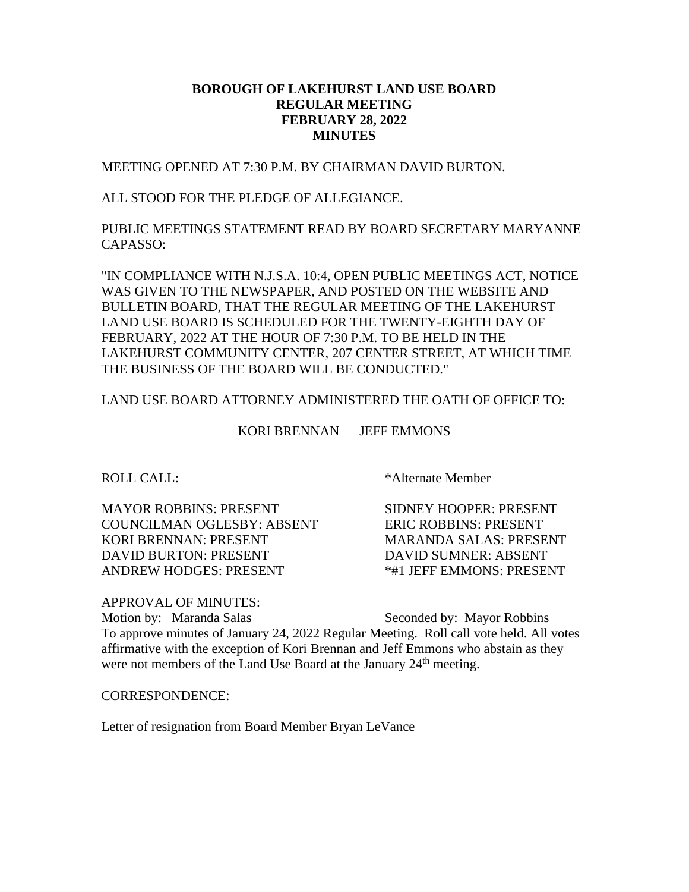**BOROUGH OF LAKEHURST LAND USE BOARD**
**REGULAR MEETING**
**FEBRUARY 28, 2022**
**MINUTES**

MEETING OPENED AT 7:30 P.M. BY CHAIRMAN DAVID BURTON.

ALL STOOD FOR THE PLEDGE OF ALLEGIANCE.

PUBLIC MEETINGS STATEMENT READ BY BOARD SECRETARY MARYANNE CAPASSO:

"IN COMPLIANCE WITH N.J.S.A. 10:4, OPEN PUBLIC MEETINGS ACT, NOTICE WAS GIVEN TO THE NEWSPAPER, AND POSTED ON THE WEBSITE AND BULLETIN BOARD, THAT THE REGULAR MEETING OF THE LAKEHURST LAND USE BOARD IS SCHEDULED FOR THE TWENTY-EIGHTH DAY OF FEBRUARY, 2022 AT THE HOUR OF 7:30 P.M. TO BE HELD IN THE LAKEHURST COMMUNITY CENTER, 207 CENTER STREET, AT WHICH TIME THE BUSINESS OF THE BOARD WILL BE CONDUCTED."

LAND USE BOARD ATTORNEY ADMINISTERED THE OATH OF OFFICE TO:

KORI BRENNAN JEFF EMMONS

ROLL CALL: *Alternate Member

MAYOR ROBBINS: PRESENT
COUNCILMAN OGLESBY: ABSENT
KORI BRENNAN: PRESENT
DAVID BURTON: PRESENT
ANDREW HODGES: PRESENT
SIDNEY HOOPER: PRESENT
ERIC ROBBINS: PRESENT
MARANDA SALAS: PRESENT
DAVID SUMNER: ABSENT
*#1 JEFF EMMONS: PRESENT

APPROVAL OF MINUTES:
Motion by: Maranda Salas Seconded by: Mayor Robbins
To approve minutes of January 24, 2022 Regular Meeting. Roll call vote held. All votes affirmative with the exception of Kori Brennan and Jeff Emmons who abstain as they were not members of the Land Use Board at the January 24th meeting.

CORRESPONDENCE:

Letter of resignation from Board Member Bryan LeVance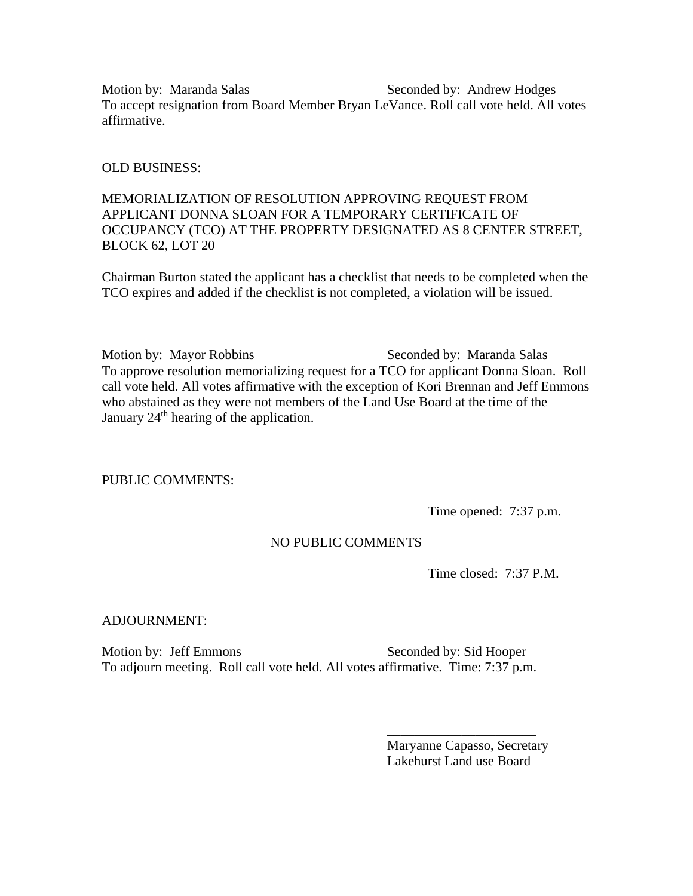Motion by: Maranda Salas Seconded by: Andrew Hodges
To accept resignation from Board Member Bryan LeVance. Roll call vote held. All votes affirmative.

OLD BUSINESS:

MEMORIALIZATION OF RESOLUTION APPROVING REQUEST FROM APPLICANT DONNA SLOAN FOR A TEMPORARY CERTIFICATE OF OCCUPANCY (TCO) AT THE PROPERTY DESIGNATED AS 8 CENTER STREET, BLOCK 62, LOT 20

Chairman Burton stated the applicant has a checklist that needs to be completed when the TCO expires and added if the checklist is not completed, a violation will be issued.

Motion by: Mayor Robbins Seconded by: Maranda Salas
To approve resolution memorializing request for a TCO for applicant Donna Sloan. Roll call vote held. All votes affirmative with the exception of Kori Brennan and Jeff Emmons who abstained as they were not members of the Land Use Board at the time of the January 24th hearing of the application.

PUBLIC COMMENTS:

Time opened: 7:37 p.m.

NO PUBLIC COMMENTS

Time closed: 7:37 P.M.

ADJOURNMENT:

Motion by: Jeff Emmons Seconded by: Sid Hooper
To adjourn meeting. Roll call vote held. All votes affirmative. Time: 7:37 p.m.

______________________
Maryanne Capasso, Secretary
Lakehurst Land use Board